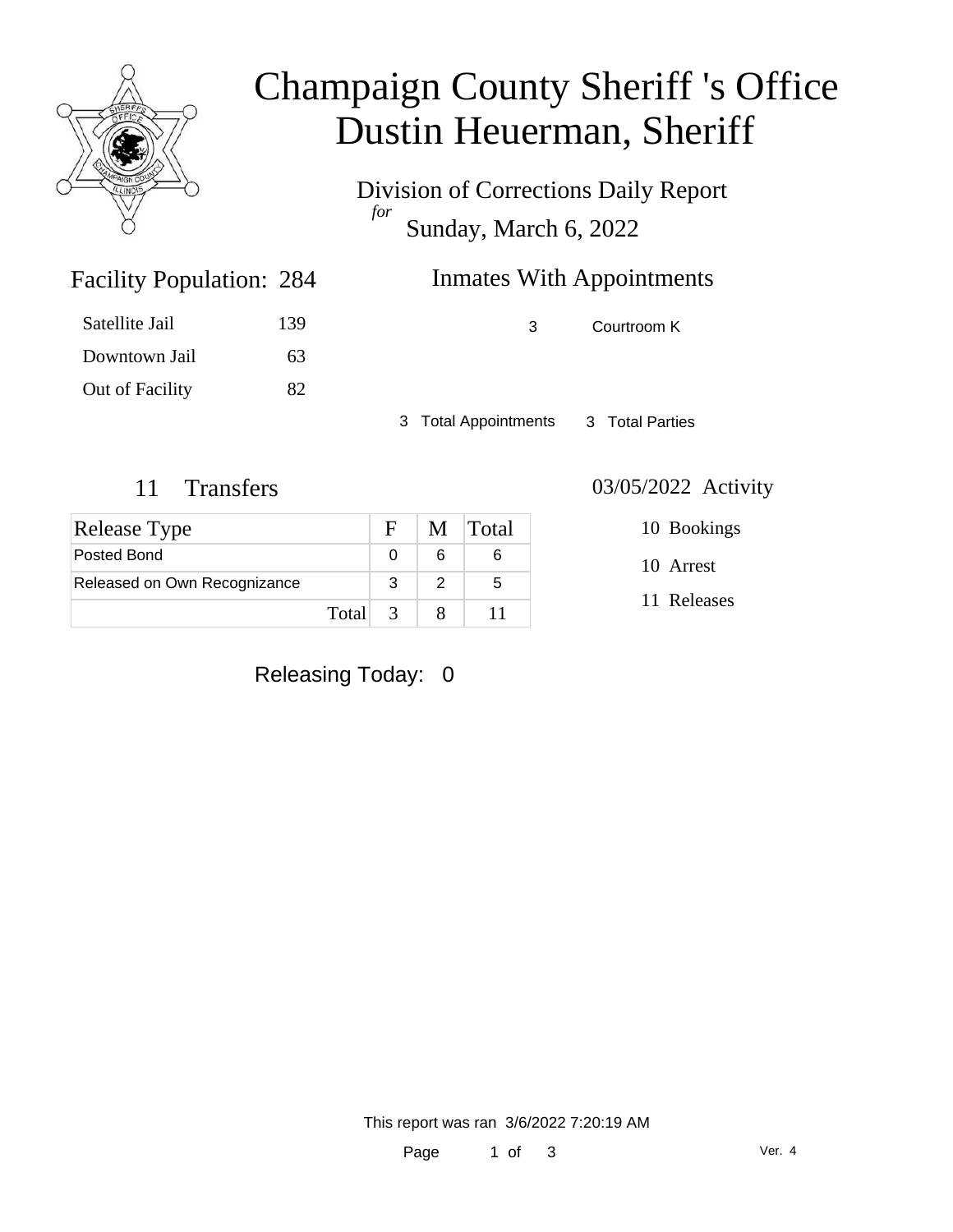# Champaign County Sheriff 's Office
# Dustin Heuerman, Sheriff

Division of Corrections Daily Report
*for*
Sunday, March 6, 2022

## Facility Population: 284

| | |
|---|---|
| Satellite Jail | 139 |
| Downtown Jail | 63 |
| Out of Facility | 82 |

## Inmates With Appointments

| | |
|---|---|
| 3 | Courtroom K |

3 Total Appointments    3 Total Parties

## 11 Transfers

| Release Type | F | M | Total |
|---|---|---|---|
| Posted Bond | 0 | 6 | 6 |
| Released on Own Recognizance | 3 | 2 | 5 |
| Total | 3 | 8 | 11 |

## 03/05/2022 Activity

10 Bookings

10 Arrest

11 Releases

Releasing Today: 0

This report was ran 3/6/2022 7:20:19 AM

Ver. 4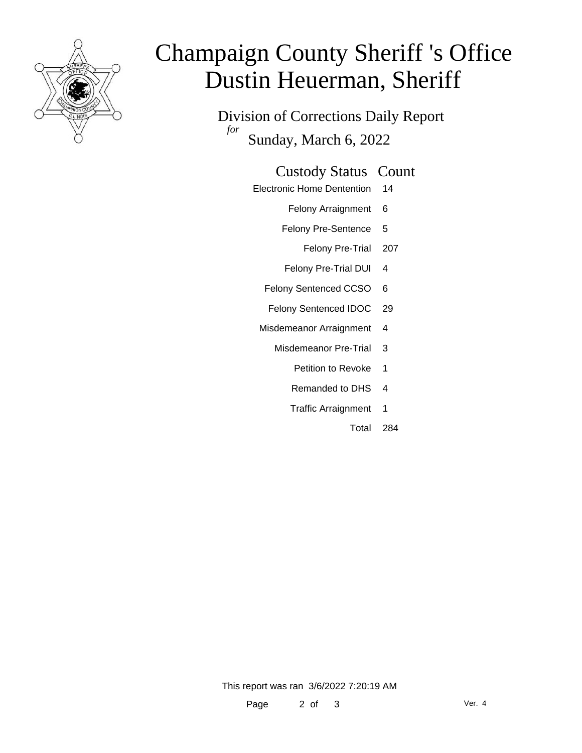# Champaign County Sheriff 's Office
# Dustin Heuerman, Sheriff

Division of Corrections Daily Report
*for*
Sunday, March 6, 2022

| Custody Status | Count |
|---|---|
| Electronic Home Dentention | 14 |
| Felony Arraignment | 6 |
| Felony Pre-Sentence | 5 |
| Felony Pre-Trial | 207 |
| Felony Pre-Trial DUI | 4 |
| Felony Sentenced CCSO | 6 |
| Felony Sentenced IDOC | 29 |
| Misdemeanor Arraignment | 4 |
| Misdemeanor Pre-Trial | 3 |
| Petition to Revoke | 1 |
| Remanded to DHS | 4 |
| Traffic Arraignment | 1 |
| Total | 284 |

This report was ran 3/6/2022 7:20:19 AM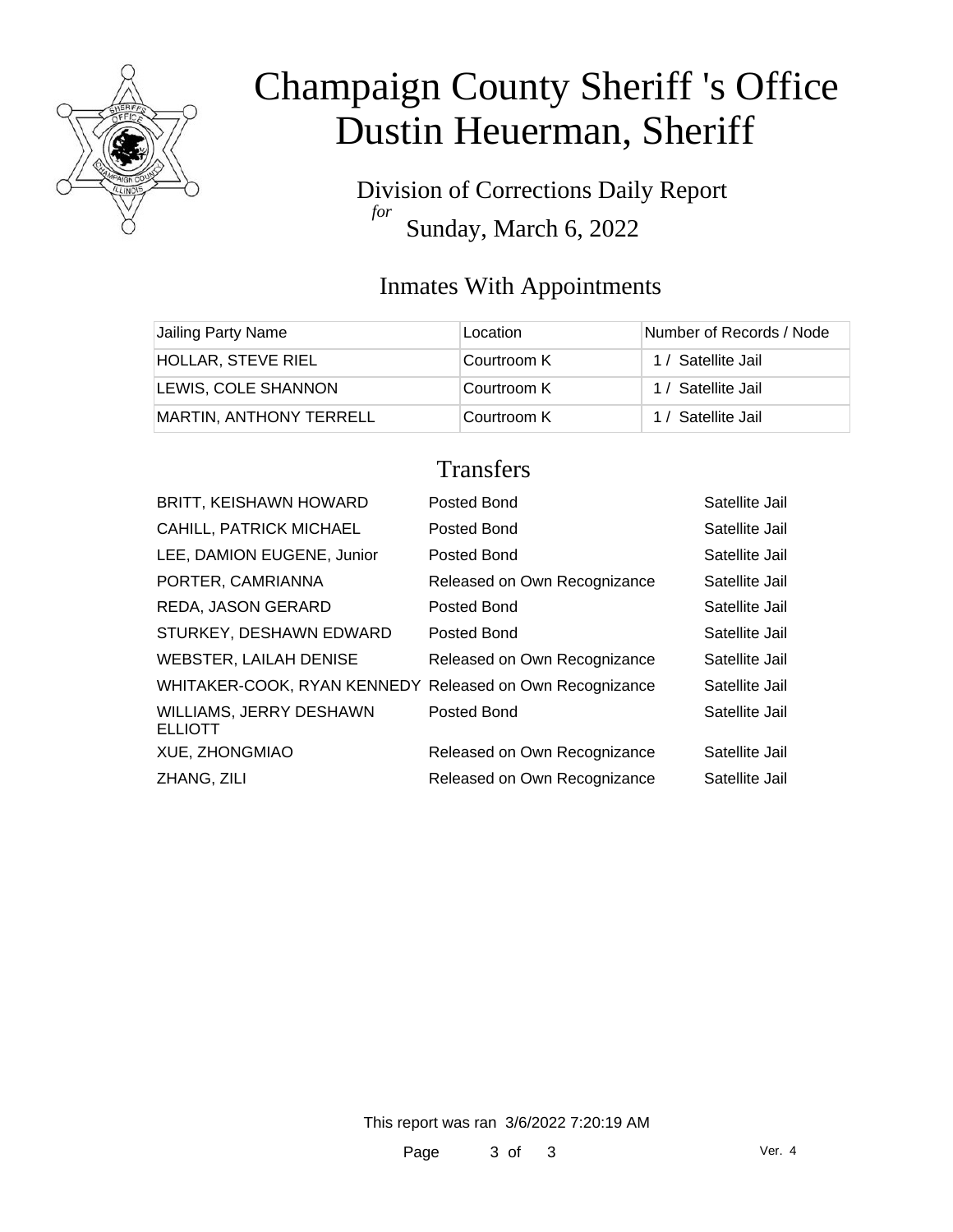# Champaign County Sheriff 's Office
# Dustin Heuerman, Sheriff

Division of Corrections Daily Report
*for*
Sunday, March 6, 2022

## Inmates With Appointments

| Jailing Party Name | Location | Number of Records / Node |
|---|---|---|
| HOLLAR, STEVE RIEL | Courtroom K | 1 / Satellite Jail |
| LEWIS, COLE SHANNON | Courtroom K | 1 / Satellite Jail |
| MARTIN, ANTHONY TERRELL | Courtroom K | 1 / Satellite Jail |

## Transfers

| | | |
|---|---|---|
| BRITT, KEISHAWN HOWARD | Posted Bond | Satellite Jail |
| CAHILL, PATRICK MICHAEL | Posted Bond | Satellite Jail |
| LEE, DAMION EUGENE, Junior | Posted Bond | Satellite Jail |
| PORTER, CAMRIANNA | Released on Own Recognizance | Satellite Jail |
| REDA, JASON GERARD | Posted Bond | Satellite Jail |
| STURKEY, DESHAWN EDWARD | Posted Bond | Satellite Jail |
| WEBSTER, LAILAH DENISE | Released on Own Recognizance | Satellite Jail |
| WHITAKER-COOK, RYAN KENNEDY | Released on Own Recognizance | Satellite Jail |
| WILLIAMS, JERRY DESHAWN ELLIOTT | Posted Bond | Satellite Jail |
| XUE, ZHONGMIAO | Released on Own Recognizance | Satellite Jail |
| ZHANG, ZILI | Released on Own Recognizance | Satellite Jail |

This report was ran 3/6/2022 7:20:19 AM

Ver. 4